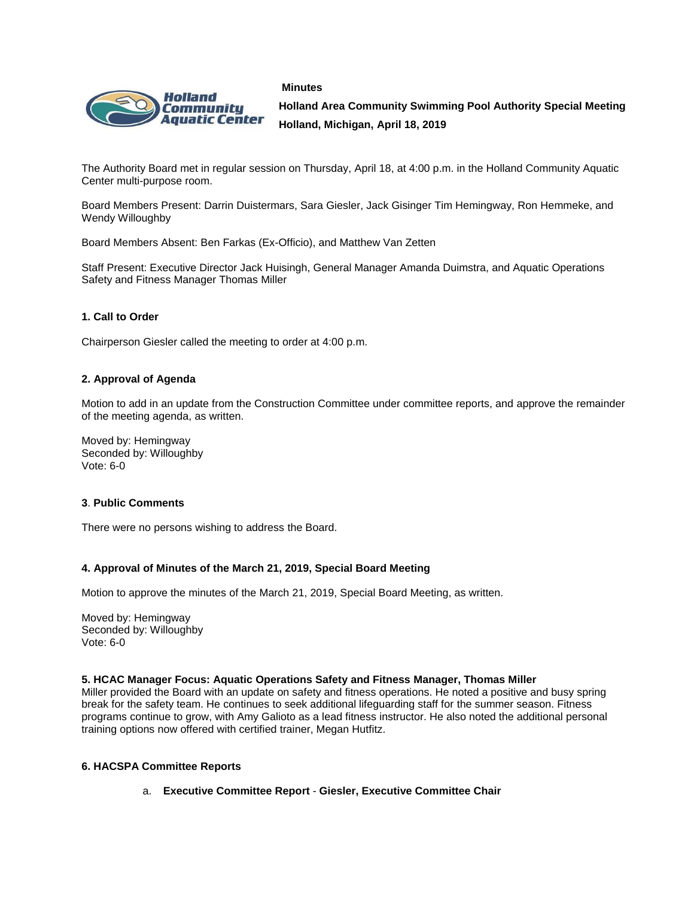**Minutes**

**Holland Area Community Swimming Pool Authority Special Meeting**
**Holland, Michigan, April 18, 2019**

The Authority Board met in regular session on Thursday, April 18, at 4:00 p.m. in the Holland Community Aquatic Center multi-purpose room.

Board Members Present: Darrin Duistermars, Sara Giesler, Jack Gisinger Tim Hemingway, Ron Hemmeke, and Wendy Willoughby

Board Members Absent: Ben Farkas (Ex-Officio), and Matthew Van Zetten

Staff Present: Executive Director Jack Huisingh, General Manager Amanda Duimstra, and Aquatic Operations Safety and Fitness Manager Thomas Miller

**1. Call to Order**

Chairperson Giesler called the meeting to order at 4:00 p.m.

**2. Approval of Agenda**

Motion to add in an update from the Construction Committee under committee reports, and approve the remainder of the meeting agenda, as written.

Moved by: Hemingway
Seconded by: Willoughby
Vote: 6-0

**3**. **Public Comments**

There were no persons wishing to address the Board.

**4. Approval of Minutes of the March 21, 2019, Special Board Meeting**

Motion to approve the minutes of the March 21, 2019, Special Board Meeting, as written.

Moved by: Hemingway
Seconded by: Willoughby
Vote: 6-0

**5. HCAC Manager Focus: Aquatic Operations Safety and Fitness Manager, Thomas Miller**
Miller provided the Board with an update on safety and fitness operations. He noted a positive and busy spring break for the safety team. He continues to seek additional lifeguarding staff for the summer season. Fitness programs continue to grow, with Amy Galioto as a lead fitness instructor. He also noted the additional personal training options now offered with certified trainer, Megan Hutfitz.

**6. HACSPA Committee Reports**

a. **Executive Committee Report** - **Giesler, Executive Committee Chair**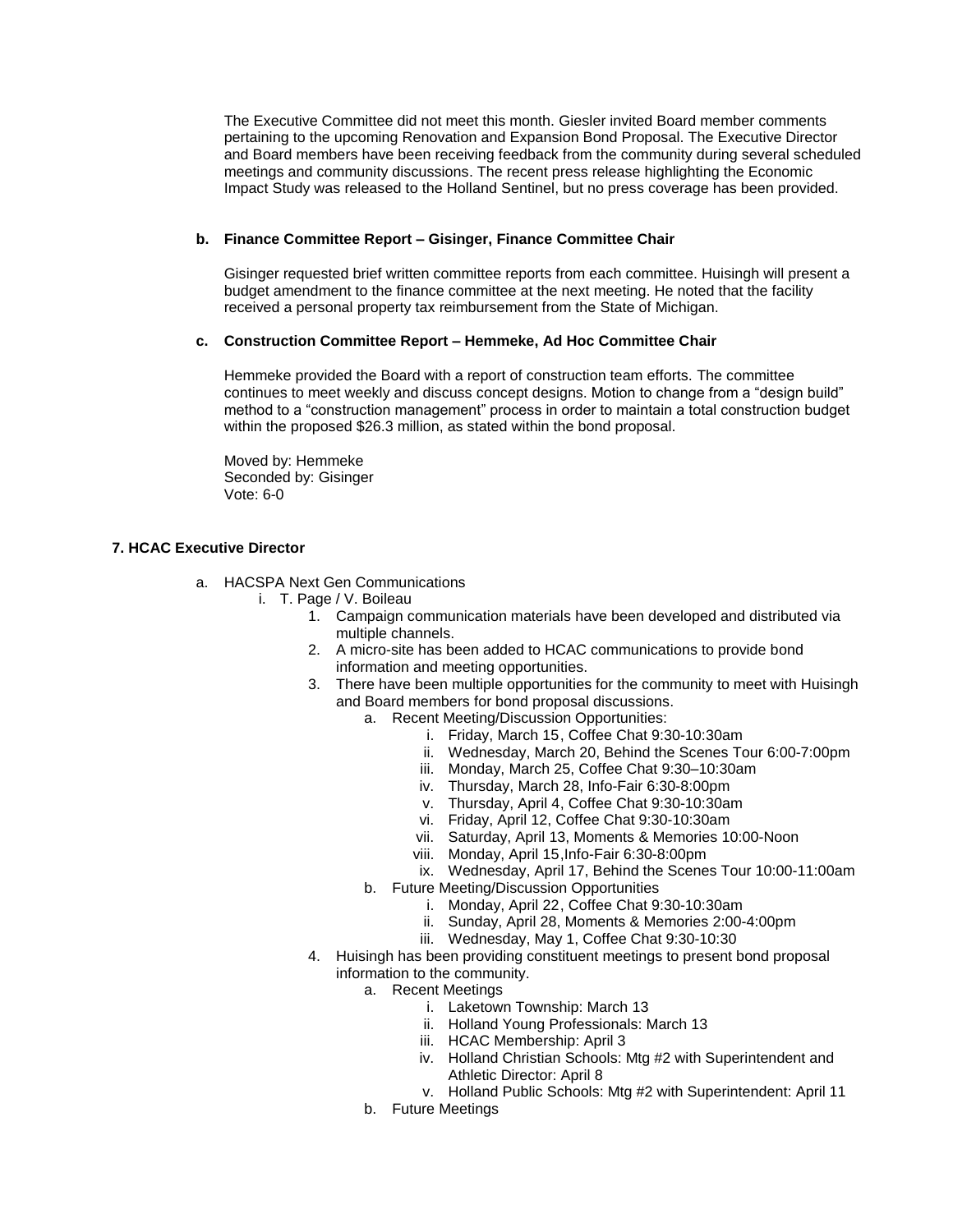The Executive Committee did not meet this month. Giesler invited Board member comments pertaining to the upcoming Renovation and Expansion Bond Proposal. The Executive Director and Board members have been receiving feedback from the community during several scheduled meetings and community discussions. The recent press release highlighting the Economic Impact Study was released to the Holland Sentinel, but no press coverage has been provided.

**b. Finance Committee Report – Gisinger, Finance Committee Chair**

Gisinger requested brief written committee reports from each committee. Huisingh will present a budget amendment to the finance committee at the next meeting. He noted that the facility received a personal property tax reimbursement from the State of Michigan.

**c. Construction Committee Report – Hemmeke, Ad Hoc Committee Chair**

Hemmeke provided the Board with a report of construction team efforts. The committee continues to meet weekly and discuss concept designs. Motion to change from a "design build" method to a "construction management" process in order to maintain a total construction budget within the proposed $26.3 million, as stated within the bond proposal.

Moved by: Hemmeke
Seconded by: Gisinger
Vote: 6-0

**7. HCAC Executive Director**

a. HACSPA Next Gen Communications
   i. T. Page / V. Boileau
      1. Campaign communication materials have been developed and distributed via multiple channels.
      2. A micro-site has been added to HCAC communications to provide bond information and meeting opportunities.
      3. There have been multiple opportunities for the community to meet with Huisingh and Board members for bond proposal discussions.
         a. Recent Meeting/Discussion Opportunities:
            i. Friday, March 15, Coffee Chat 9:30-10:30am
            ii. Wednesday, March 20, Behind the Scenes Tour 6:00-7:00pm
            iii. Monday, March 25, Coffee Chat 9:30–10:30am
            iv. Thursday, March 28, Info-Fair 6:30-8:00pm
            v. Thursday, April 4, Coffee Chat 9:30-10:30am
            vi. Friday, April 12, Coffee Chat 9:30-10:30am
            vii. Saturday, April 13, Moments & Memories 10:00-Noon
            viii. Monday, April 15,Info-Fair 6:30-8:00pm
            ix. Wednesday, April 17, Behind the Scenes Tour 10:00-11:00am
         b. Future Meeting/Discussion Opportunities
            i. Monday, April 22, Coffee Chat 9:30-10:30am
            ii. Sunday, April 28, Moments & Memories 2:00-4:00pm
            iii. Wednesday, May 1, Coffee Chat 9:30-10:30
      4. Huisingh has been providing constituent meetings to present bond proposal information to the community.
         a. Recent Meetings
            i. Laketown Township: March 13
            ii. Holland Young Professionals: March 13
            iii. HCAC Membership: April 3
            iv. Holland Christian Schools: Mtg #2 with Superintendent and Athletic Director: April 8
            v. Holland Public Schools: Mtg #2 with Superintendent: April 11
         b. Future Meetings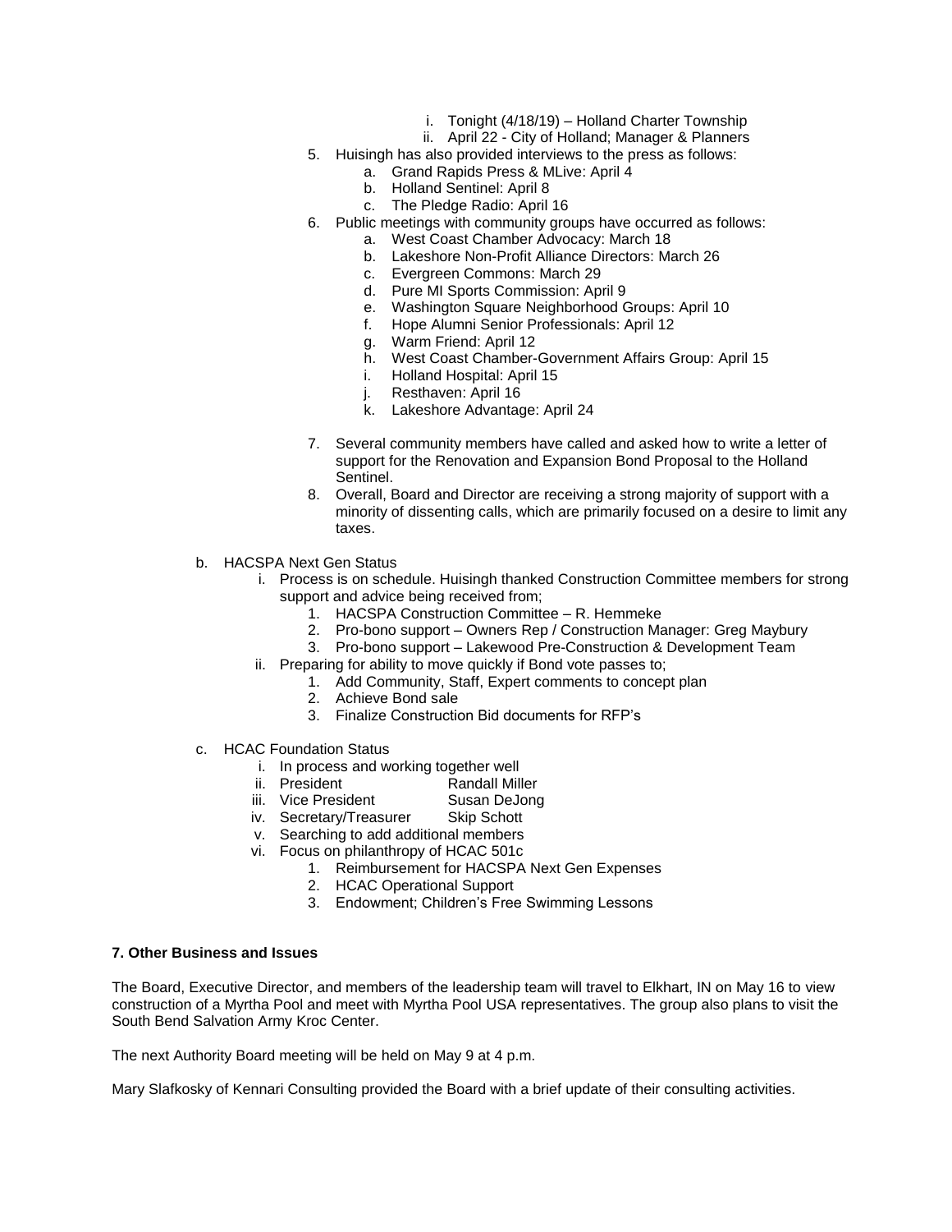i. Tonight (4/18/19) – Holland Charter Township
            ii. April 22 - City of Holland; Manager & Planners

    5. Huisingh has also provided interviews to the press as follows:
        a. Grand Rapids Press & MLive: April 4
        b. Holland Sentinel: April 8
        c. The Pledge Radio: April 16
    6. Public meetings with community groups have occurred as follows:
        a. West Coast Chamber Advocacy: March 18
        b. Lakeshore Non-Profit Alliance Directors: March 26
        c. Evergreen Commons: March 29
        d. Pure MI Sports Commission: April 9
        e. Washington Square Neighborhood Groups: April 10
        f. Hope Alumni Senior Professionals: April 12
        g. Warm Friend: April 12
        h. West Coast Chamber-Government Affairs Group: April 15
        i. Holland Hospital: April 15
        j. Resthaven: April 16
        k. Lakeshore Advantage: April 24
    7. Several community members have called and asked how to write a letter of support for the Renovation and Expansion Bond Proposal to the Holland Sentinel.
    8. Overall, Board and Director are receiving a strong majority of support with a minority of dissenting calls, which are primarily focused on a desire to limit any taxes.

b. HACSPA Next Gen Status
    i. Process is on schedule. Huisingh thanked Construction Committee members for strong support and advice being received from;
        1. HACSPA Construction Committee – R. Hemmeke
        2. Pro-bono support – Owners Rep / Construction Manager: Greg Maybury
        3. Pro-bono support – Lakewood Pre-Construction & Development Team
    ii. Preparing for ability to move quickly if Bond vote passes to;
        1. Add Community, Staff, Expert comments to concept plan
        2. Achieve Bond sale
        3. Finalize Construction Bid documents for RFP's

c. HCAC Foundation Status
    i. In process and working together well
    ii. President Randall Miller
    iii. Vice President Susan DeJong
    iv. Secretary/Treasurer Skip Schott
    v. Searching to add additional members
    vi. Focus on philanthropy of HCAC 501c
        1. Reimbursement for HACSPA Next Gen Expenses
        2. HCAC Operational Support
        3. Endowment; Children's Free Swimming Lessons

**7. Other Business and Issues**

The Board, Executive Director, and members of the leadership team will travel to Elkhart, IN on May 16 to view construction of a Myrtha Pool and meet with Myrtha Pool USA representatives. The group also plans to visit the South Bend Salvation Army Kroc Center.

The next Authority Board meeting will be held on May 9 at 4 p.m.

Mary Slafkosky of Kennari Consulting provided the Board with a brief update of their consulting activities.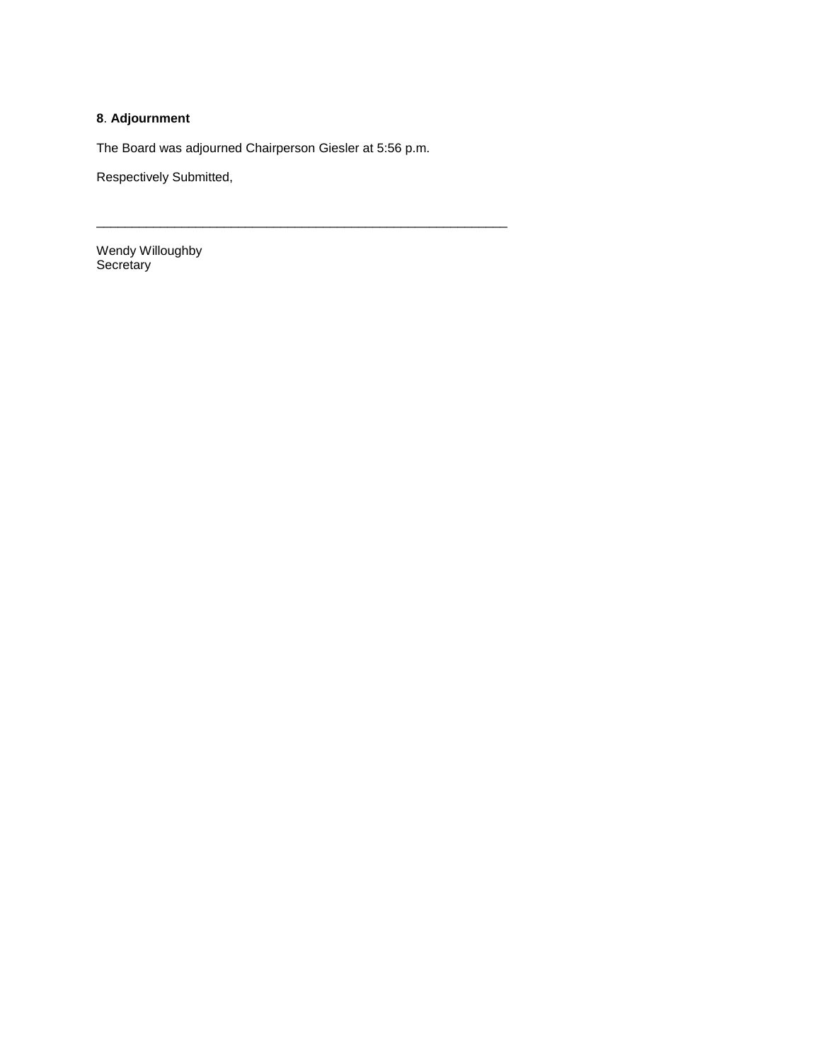**8**. **Adjournment**

The Board was adjourned Chairperson Giesler at 5:56 p.m.

Respectively Submitted,

\_\_\_\_\_\_\_\_\_\_\_\_\_\_\_\_\_\_\_\_\_\_\_\_\_\_\_\_\_\_\_\_\_\_\_\_\_\_\_\_\_\_\_\_\_\_\_\_\_\_\_\_\_\_\_\_

Wendy Willoughby
Secretary